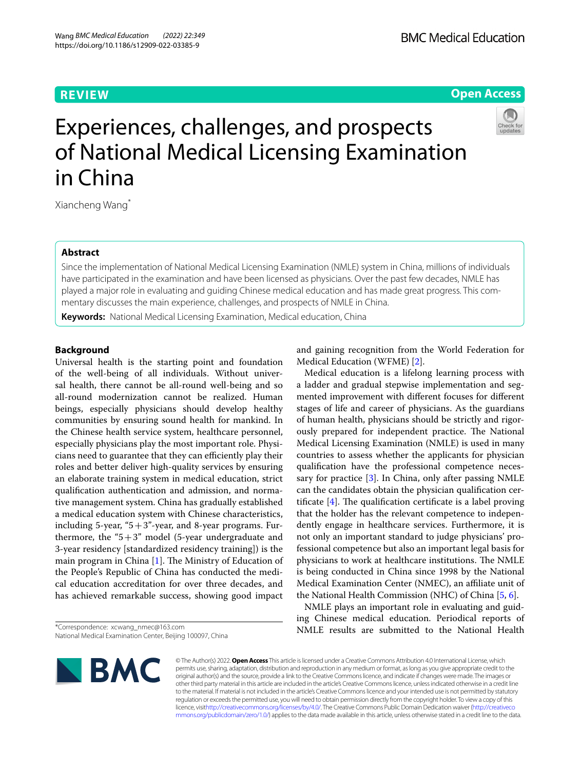REVIEW

Open Access

# Experiences, challenges, and prospects of National Medical Licensing Examination in China

Xiancheng Wang*

## Abstract

Since the implementation of National Medical Licensing Examination (NMLE) system in China, millions of individuals have participated in the examination and have been licensed as physicians. Over the past few decades, NMLE has played a major role in evaluating and guiding Chinese medical education and has made great progress. This commentary discusses the main experience, challenges, and prospects of NMLE in China.

**Keywords:** National Medical Licensing Examination, Medical education, China

## Background

Universal health is the starting point and foundation of the well-being of all individuals. Without universal health, there cannot be all-round well-being and so all-round modernization cannot be realized. Human beings, especially physicians should develop healthy communities by ensuring sound health for mankind. In the Chinese health service system, healthcare personnel, especially physicians play the most important role. Physicians need to guarantee that they can efficiently play their roles and better deliver high-quality services by ensuring an elaborate training system in medical education, strict qualification authentication and admission, and normative management system. China has gradually established a medical education system with Chinese characteristics, including 5-year, "5+3"-year, and 8-year programs. Furthermore, the "5+3" model (5-year undergraduate and 3-year residency [standardized residency training]) is the main program in China [1]. The Ministry of Education of the People's Republic of China has conducted the medical education accreditation for over three decades, and has achieved remarkable success, showing good impact and gaining recognition from the World Federation for Medical Education (WFME) [2].

Medical education is a lifelong learning process with a ladder and gradual stepwise implementation and segmented improvement with different focuses for different stages of life and career of physicians. As the guardians of human health, physicians should be strictly and rigorously prepared for independent practice. The National Medical Licensing Examination (NMLE) is used in many countries to assess whether the applicants for physician qualification have the professional competence necessary for practice [3]. In China, only after passing NMLE can the candidates obtain the physician qualification certificate [4]. The qualification certificate is a label proving that the holder has the relevant competence to independently engage in healthcare services. Furthermore, it is not only an important standard to judge physicians' professional competence but also an important legal basis for physicians to work at healthcare institutions. The NMLE is being conducted in China since 1998 by the National Medical Examination Center (NMEC), an affiliate unit of the National Health Commission (NHC) of China [5, 6].

NMLE plays an important role in evaluating and guiding Chinese medical education. Periodical reports of NMLE results are submitted to the National Health

*Correspondence: xcwang_nmec@163.com
National Medical Examination Center, Beijing 100097, China

© The Author(s) 2022. **Open Access** This article is licensed under a Creative Commons Attribution 4.0 International License, which permits use, sharing, adaptation, distribution and reproduction in any medium or format, as long as you give appropriate credit to the original author(s) and the source, provide a link to the Creative Commons licence, and indicate if changes were made. The images or other third party material in this article are included in the article's Creative Commons licence, unless indicated otherwise in a credit line to the material. If material is not included in the article's Creative Commons licence and your intended use is not permitted by statutory regulation or exceeds the permitted use, you will need to obtain permission directly from the copyright holder. To view a copy of this licence, visit http://creativecommons.org/licenses/by/4.0/. The Creative Commons Public Domain Dedication waiver (http://creativecommons.org/publicdomain/zero/1.0/) applies to the data made available in this article, unless otherwise stated in a credit line to the data.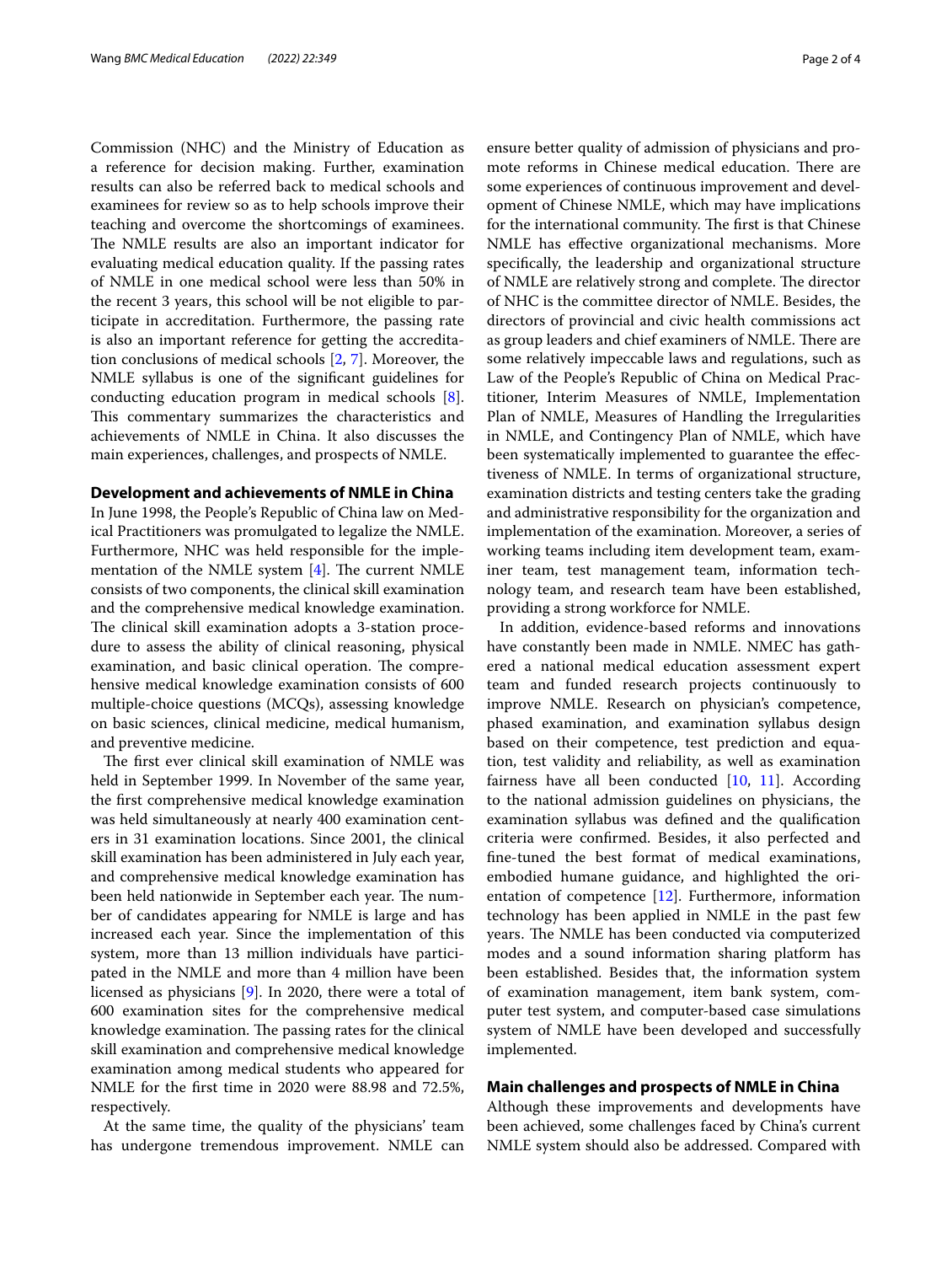Commission (NHC) and the Ministry of Education as a reference for decision making. Further, examination results can also be referred back to medical schools and examinees for review so as to help schools improve their teaching and overcome the shortcomings of examinees. The NMLE results are also an important indicator for evaluating medical education quality. If the passing rates of NMLE in one medical school were less than 50% in the recent 3 years, this school will be not eligible to participate in accreditation. Furthermore, the passing rate is also an important reference for getting the accreditation conclusions of medical schools [2, 7]. Moreover, the NMLE syllabus is one of the significant guidelines for conducting education program in medical schools [8]. This commentary summarizes the characteristics and achievements of NMLE in China. It also discusses the main experiences, challenges, and prospects of NMLE.

## Development and achievements of NMLE in China

In June 1998, the People's Republic of China law on Medical Practitioners was promulgated to legalize the NMLE. Furthermore, NHC was held responsible for the implementation of the NMLE system [4]. The current NMLE consists of two components, the clinical skill examination and the comprehensive medical knowledge examination. The clinical skill examination adopts a 3-station procedure to assess the ability of clinical reasoning, physical examination, and basic clinical operation. The comprehensive medical knowledge examination consists of 600 multiple-choice questions (MCQs), assessing knowledge on basic sciences, clinical medicine, medical humanism, and preventive medicine.

The first ever clinical skill examination of NMLE was held in September 1999. In November of the same year, the first comprehensive medical knowledge examination was held simultaneously at nearly 400 examination centers in 31 examination locations. Since 2001, the clinical skill examination has been administered in July each year, and comprehensive medical knowledge examination has been held nationwide in September each year. The number of candidates appearing for NMLE is large and has increased each year. Since the implementation of this system, more than 13 million individuals have participated in the NMLE and more than 4 million have been licensed as physicians [9]. In 2020, there were a total of 600 examination sites for the comprehensive medical knowledge examination. The passing rates for the clinical skill examination and comprehensive medical knowledge examination among medical students who appeared for NMLE for the first time in 2020 were 88.98 and 72.5%, respectively.

At the same time, the quality of the physicians' team has undergone tremendous improvement. NMLE can ensure better quality of admission of physicians and promote reforms in Chinese medical education. There are some experiences of continuous improvement and development of Chinese NMLE, which may have implications for the international community. The first is that Chinese NMLE has effective organizational mechanisms. More specifically, the leadership and organizational structure of NMLE are relatively strong and complete. The director of NHC is the committee director of NMLE. Besides, the directors of provincial and civic health commissions act as group leaders and chief examiners of NMLE. There are some relatively impeccable laws and regulations, such as Law of the People's Republic of China on Medical Practitioner, Interim Measures of NMLE, Implementation Plan of NMLE, Measures of Handling the Irregularities in NMLE, and Contingency Plan of NMLE, which have been systematically implemented to guarantee the effectiveness of NMLE. In terms of organizational structure, examination districts and testing centers take the grading and administrative responsibility for the organization and implementation of the examination. Moreover, a series of working teams including item development team, examiner team, test management team, information technology team, and research team have been established, providing a strong workforce for NMLE.

In addition, evidence-based reforms and innovations have constantly been made in NMLE. NMEC has gathered a national medical education assessment expert team and funded research projects continuously to improve NMLE. Research on physician's competence, phased examination, and examination syllabus design based on their competence, test prediction and equation, test validity and reliability, as well as examination fairness have all been conducted [10, 11]. According to the national admission guidelines on physicians, the examination syllabus was defined and the qualification criteria were confirmed. Besides, it also perfected and fine-tuned the best format of medical examinations, embodied humane guidance, and highlighted the orientation of competence [12]. Furthermore, information technology has been applied in NMLE in the past few years. The NMLE has been conducted via computerized modes and a sound information sharing platform has been established. Besides that, the information system of examination management, item bank system, computer test system, and computer-based case simulations system of NMLE have been developed and successfully implemented.

## Main challenges and prospects of NMLE in China

Although these improvements and developments have been achieved, some challenges faced by China's current NMLE system should also be addressed. Compared with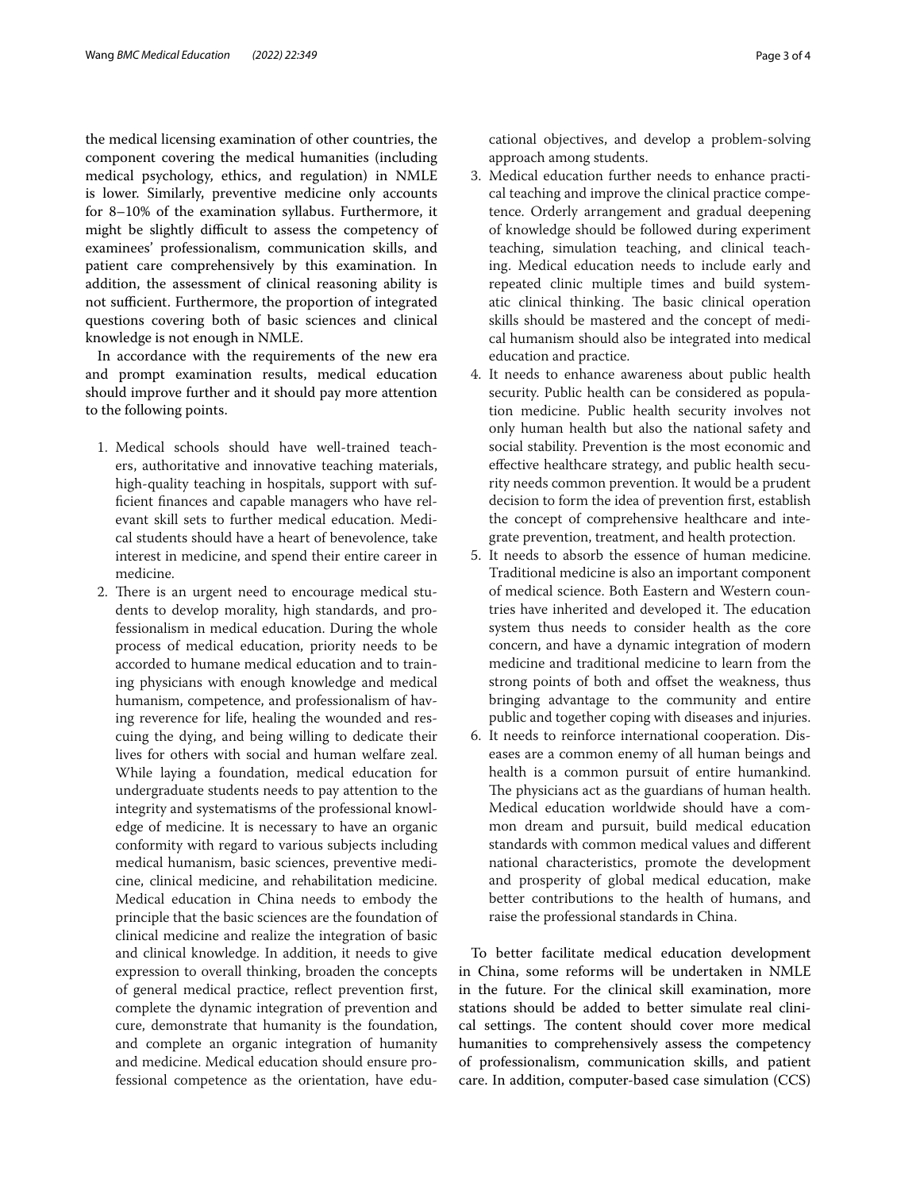the medical licensing examination of other countries, the component covering the medical humanities (including medical psychology, ethics, and regulation) in NMLE is lower. Similarly, preventive medicine only accounts for 8–10% of the examination syllabus. Furthermore, it might be slightly difficult to assess the competency of examinees' professionalism, communication skills, and patient care comprehensively by this examination. In addition, the assessment of clinical reasoning ability is not sufficient. Furthermore, the proportion of integrated questions covering both of basic sciences and clinical knowledge is not enough in NMLE.

In accordance with the requirements of the new era and prompt examination results, medical education should improve further and it should pay more attention to the following points.

1. Medical schools should have well-trained teachers, authoritative and innovative teaching materials, high-quality teaching in hospitals, support with sufficient finances and capable managers who have relevant skill sets to further medical education. Medical students should have a heart of benevolence, take interest in medicine, and spend their entire career in medicine.
2. There is an urgent need to encourage medical students to develop morality, high standards, and professionalism in medical education. During the whole process of medical education, priority needs to be accorded to humane medical education and to training physicians with enough knowledge and medical humanism, competence, and professionalism of having reverence for life, healing the wounded and rescuing the dying, and being willing to dedicate their lives for others with social and human welfare zeal. While laying a foundation, medical education for undergraduate students needs to pay attention to the integrity and systematisms of the professional knowledge of medicine. It is necessary to have an organic conformity with regard to various subjects including medical humanism, basic sciences, preventive medicine, clinical medicine, and rehabilitation medicine. Medical education in China needs to embody the principle that the basic sciences are the foundation of clinical medicine and realize the integration of basic and clinical knowledge. In addition, it needs to give expression to overall thinking, broaden the concepts of general medical practice, reflect prevention first, complete the dynamic integration of prevention and cure, demonstrate that humanity is the foundation, and complete an organic integration of humanity and medicine. Medical education should ensure professional competence as the orientation, have educational objectives, and develop a problem-solving approach among students.
3. Medical education further needs to enhance practical teaching and improve the clinical practice competence. Orderly arrangement and gradual deepening of knowledge should be followed during experiment teaching, simulation teaching, and clinical teaching. Medical education needs to include early and repeated clinic multiple times and build systematic clinical thinking. The basic clinical operation skills should be mastered and the concept of medical humanism should also be integrated into medical education and practice.
4. It needs to enhance awareness about public health security. Public health can be considered as population medicine. Public health security involves not only human health but also the national safety and social stability. Prevention is the most economic and effective healthcare strategy, and public health security needs common prevention. It would be a prudent decision to form the idea of prevention first, establish the concept of comprehensive healthcare and integrate prevention, treatment, and health protection.
5. It needs to absorb the essence of human medicine. Traditional medicine is also an important component of medical science. Both Eastern and Western countries have inherited and developed it. The education system thus needs to consider health as the core concern, and have a dynamic integration of modern medicine and traditional medicine to learn from the strong points of both and offset the weakness, thus bringing advantage to the community and entire public and together coping with diseases and injuries.
6. It needs to reinforce international cooperation. Diseases are a common enemy of all human beings and health is a common pursuit of entire humankind. The physicians act as the guardians of human health. Medical education worldwide should have a common dream and pursuit, build medical education standards with common medical values and different national characteristics, promote the development and prosperity of global medical education, make better contributions to the health of humans, and raise the professional standards in China.

To better facilitate medical education development in China, some reforms will be undertaken in NMLE in the future. For the clinical skill examination, more stations should be added to better simulate real clinical settings. The content should cover more medical humanities to comprehensively assess the competency of professionalism, communication skills, and patient care. In addition, computer-based case simulation (CCS)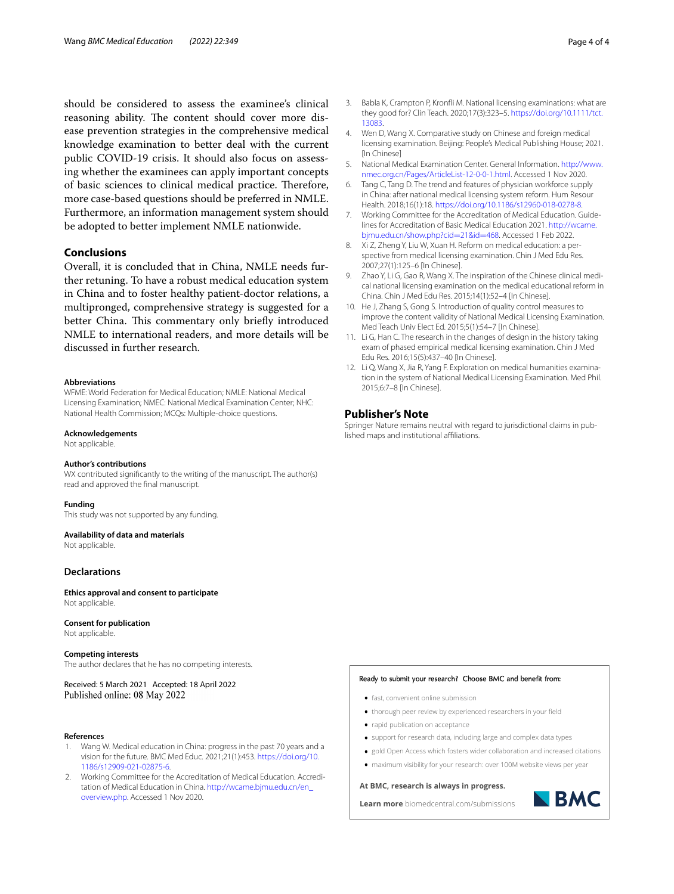should be considered to assess the examinee's clinical reasoning ability. The content should cover more disease prevention strategies in the comprehensive medical knowledge examination to better deal with the current public COVID-19 crisis. It should also focus on assessing whether the examinees can apply important concepts of basic sciences to clinical medical practice. Therefore, more case-based questions should be preferred in NMLE. Furthermore, an information management system should be adopted to better implement NMLE nationwide.

## Conclusions

Overall, it is concluded that in China, NMLE needs further retuning. To have a robust medical education system in China and to foster healthy patient-doctor relations, a multipronged, comprehensive strategy is suggested for a better China. This commentary only briefly introduced NMLE to international readers, and more details will be discussed in further research.

#### Abbreviations

WFME: World Federation for Medical Education; NMLE: National Medical Licensing Examination; NMEC: National Medical Examination Center; NHC: National Health Commission; MCQs: Multiple-choice questions.

#### Acknowledgements

Not applicable.

#### Author's contributions

WX contributed significantly to the writing of the manuscript. The author(s) read and approved the final manuscript.

#### Funding

This study was not supported by any funding.

#### Availability of data and materials

Not applicable.

### Declarations

#### Ethics approval and consent to participate

Not applicable.

#### Consent for publication

Not applicable.

#### Competing interests

The author declares that he has no competing interests.

Received: 5 March 2021 Accepted: 18 April 2022
Published online: 08 May 2022

#### References

1. Wang W. Medical education in China: progress in the past 70 years and a vision for the future. BMC Med Educ. 2021;21(1):453. https://doi.org/10.1186/s12909-021-02875-6.
2. Working Committee for the Accreditation of Medical Education. Accreditation of Medical Education in China. http://wcame.bjmu.edu.cn/en_overview.php. Accessed 1 Nov 2020.
3. Babla K, Crampton P, Kronfli M. National licensing examinations: what are they good for? Clin Teach. 2020;17(3):323–5. https://doi.org/10.1111/tct.13083.
4. Wen D, Wang X. Comparative study on Chinese and foreign medical licensing examination. Beijing: People's Medical Publishing House; 2021. [In Chinese]
5. National Medical Examination Center. General Information. http://www.nmec.org.cn/Pages/ArticleList-12-0-0-1.html. Accessed 1 Nov 2020.
6. Tang C, Tang D. The trend and features of physician workforce supply in China: after national medical licensing system reform. Hum Resour Health. 2018;16(1):18. https://doi.org/10.1186/s12960-018-0278-8.
7. Working Committee for the Accreditation of Medical Education. Guidelines for Accreditation of Basic Medical Education 2021. http://wcame.bjmu.edu.cn/show.php?cid=21&id=468. Accessed 1 Feb 2022.
8. Xi Z, Zheng Y, Liu W, Xuan H. Reform on medical education: a perspective from medical licensing examination. Chin J Med Edu Res. 2007;27(1):125–6 [In Chinese].
9. Zhao Y, Li G, Gao R, Wang X. The inspiration of the Chinese clinical medical national licensing examination on the medical educational reform in China. Chin J Med Edu Res. 2015;14(1):52–4 [In Chinese].
10. He J, Zhang S, Gong S. Introduction of quality control measures to improve the content validity of National Medical Licensing Examination. Med Teach Univ Elect Ed. 2015;5(1):54–7 [In Chinese].
11. Li G, Han C. The research in the changes of design in the history taking exam of phased empirical medical licensing examination. Chin J Med Edu Res. 2016;15(5):437–40 [In Chinese].
12. Li Q, Wang X, Jia R, Yang F. Exploration on medical humanities examination in the system of National Medical Licensing Examination. Med Phil. 2015;6:7–8 [In Chinese].

## Publisher's Note

Springer Nature remains neutral with regard to jurisdictional claims in published maps and institutional affiliations.

Ready to submit your research? Choose BMC and benefit from:

- fast, convenient online submission
- thorough peer review by experienced researchers in your field
- rapid publication on acceptance
- support for research data, including large and complex data types
- gold Open Access which fosters wider collaboration and increased citations
- maximum visibility for your research: over 100M website views per year

**At BMC, research is always in progress.**

**Learn more** biomedcentral.com/submissions

BMC